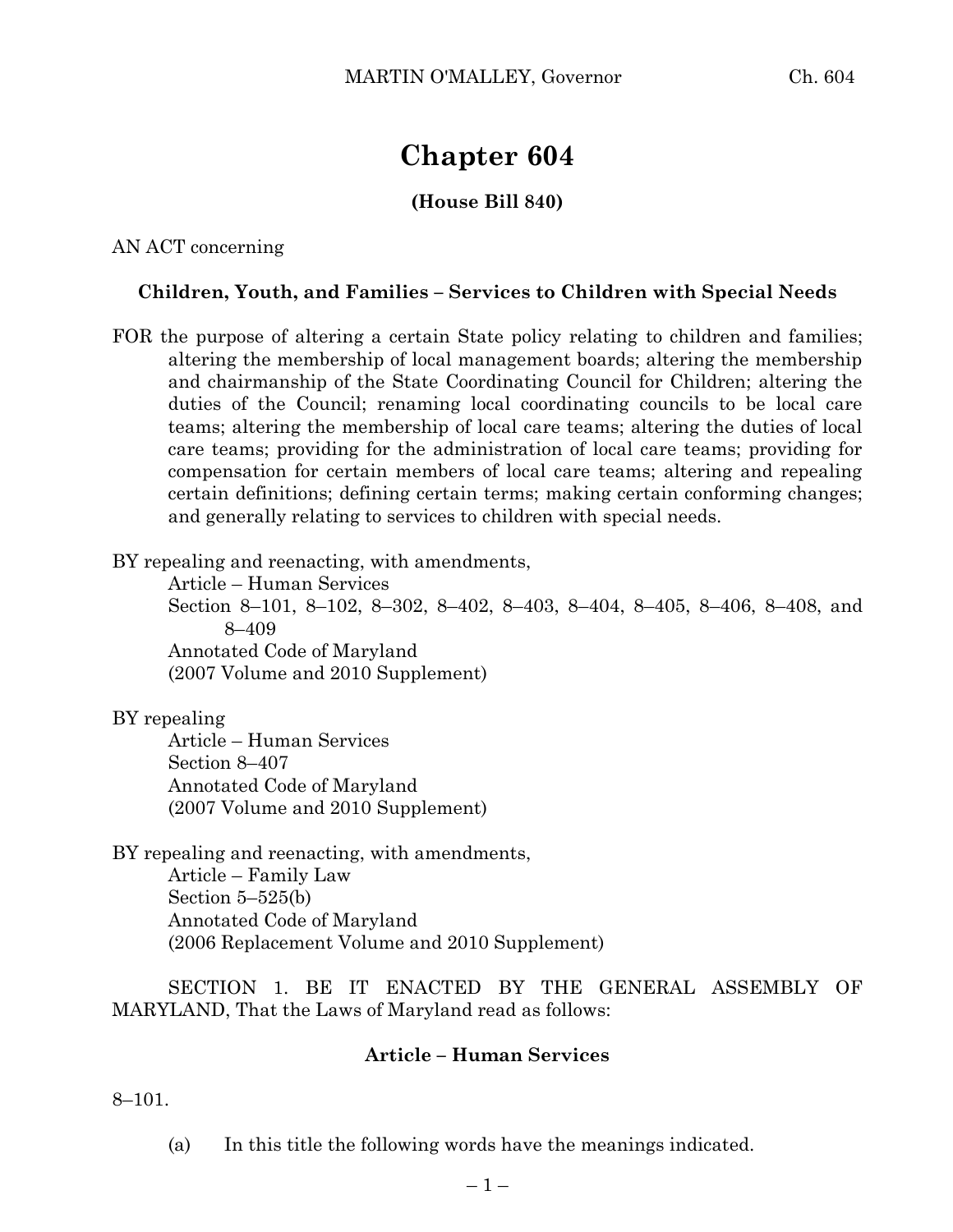# Chapter 604

**(House Bill 840)**

AN ACT concerning

**Children, Youth, and Families – Services to Children with Special Needs**

FOR the purpose of altering a certain State policy relating to children and families; altering the membership of local management boards; altering the membership and chairmanship of the State Coordinating Council for Children; altering the duties of the Council; renaming local coordinating councils to be local care teams; altering the membership of local care teams; altering the duties of local care teams; providing for the administration of local care teams; providing for compensation for certain members of local care teams; altering and repealing certain definitions; defining certain terms; making certain conforming changes; and generally relating to services to children with special needs.

BY repealing and reenacting, with amendments,
Article – Human Services
Section 8–101, 8–102, 8–302, 8–402, 8–403, 8–404, 8–405, 8–406, 8–408, and 8–409
Annotated Code of Maryland
(2007 Volume and 2010 Supplement)

BY repealing
Article – Human Services
Section 8–407
Annotated Code of Maryland
(2007 Volume and 2010 Supplement)

BY repealing and reenacting, with amendments,
Article – Family Law
Section 5–525(b)
Annotated Code of Maryland
(2006 Replacement Volume and 2010 Supplement)

SECTION 1. BE IT ENACTED BY THE GENERAL ASSEMBLY OF MARYLAND, That the Laws of Maryland read as follows:

**Article – Human Services**

8–101.

(a) In this title the following words have the meanings indicated.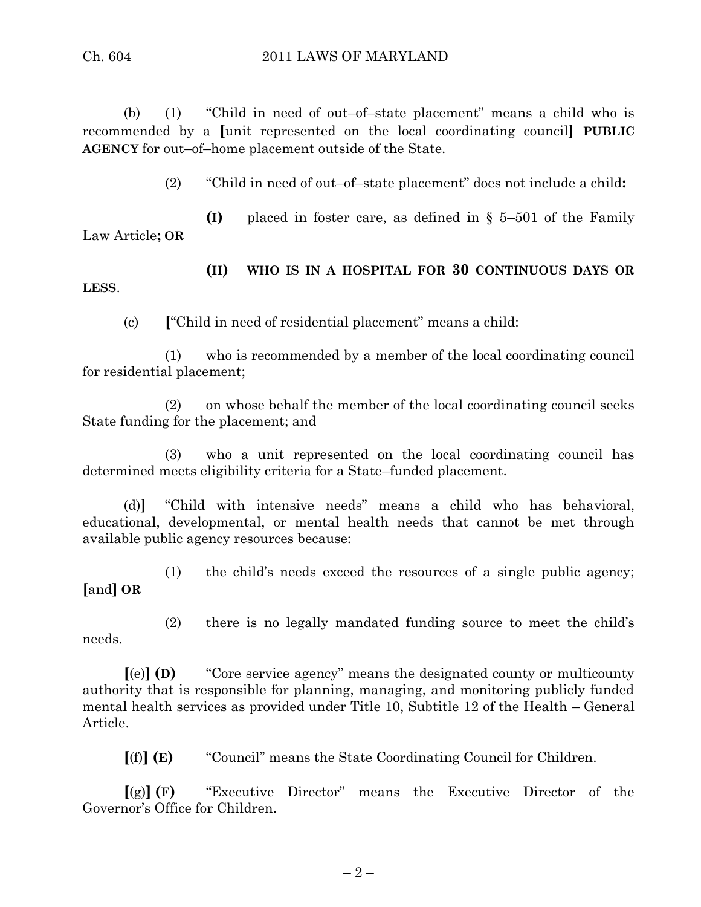(b) (1) "Child in need of out–of–state placement" means a child who is recommended by a [unit represented on the local coordinating council] **PUBLIC AGENCY** for out–of–home placement outside of the State.

(2) "Child in need of out–of–state placement" does not include a child**:**

**(I)** placed in foster care, as defined in § 5–501 of the Family Law Article**; OR**

**(II) WHO IS IN A HOSPITAL FOR 30 CONTINUOUS DAYS OR LESS**.

(c) **[**"Child in need of residential placement" means a child:

(1) who is recommended by a member of the local coordinating council for residential placement;

(2) on whose behalf the member of the local coordinating council seeks State funding for the placement; and

(3) who a unit represented on the local coordinating council has determined meets eligibility criteria for a State–funded placement.

(d)**]** "Child with intensive needs" means a child who has behavioral, educational, developmental, or mental health needs that cannot be met through available public agency resources because:

(1) the child's needs exceed the resources of a single public agency; **[**and**] OR**

(2) there is no legally mandated funding source to meet the child's needs.

**[**(e)**] (D)** "Core service agency" means the designated county or multicounty authority that is responsible for planning, managing, and monitoring publicly funded mental health services as provided under Title 10, Subtitle 12 of the Health – General Article.

**[**(f)**] (E)** "Council" means the State Coordinating Council for Children.

**[**(g)**] (F)** "Executive Director" means the Executive Director of the Governor's Office for Children.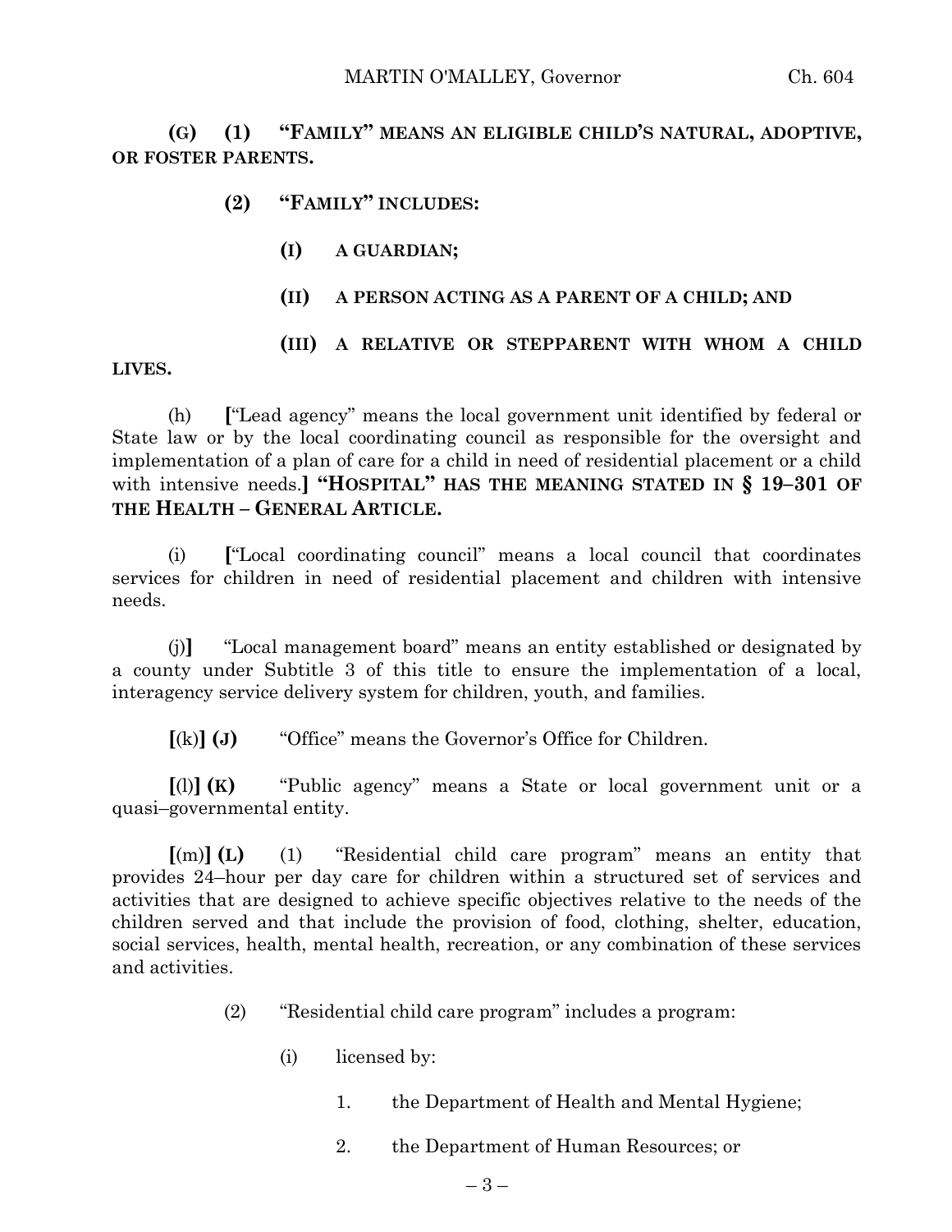**(G) (1) "FAMILY" MEANS AN ELIGIBLE CHILD'S NATURAL, ADOPTIVE, OR FOSTER PARENTS.**

**(2) "FAMILY" INCLUDES:**

**(I) A GUARDIAN;**

**(II) A PERSON ACTING AS A PARENT OF A CHILD; AND**

**(III) A RELATIVE OR STEPPARENT WITH WHOM A CHILD LIVES.**

(h) **[**"Lead agency" means the local government unit identified by federal or State law or by the local coordinating council as responsible for the oversight and implementation of a plan of care for a child in need of residential placement or a child with intensive needs.**] "HOSPITAL" HAS THE MEANING STATED IN § 19–301 OF THE HEALTH – GENERAL ARTICLE.**

(i) **[**"Local coordinating council" means a local council that coordinates services for children in need of residential placement and children with intensive needs.

(j)**]** "Local management board" means an entity established or designated by a county under Subtitle 3 of this title to ensure the implementation of a local, interagency service delivery system for children, youth, and families.

**[**(k)**] (J)** "Office" means the Governor's Office for Children.

**[**(l)**] (K)** "Public agency" means a State or local government unit or a quasi–governmental entity.

**[**(m)**] (L)** (1) "Residential child care program" means an entity that provides 24–hour per day care for children within a structured set of services and activities that are designed to achieve specific objectives relative to the needs of the children served and that include the provision of food, clothing, shelter, education, social services, health, mental health, recreation, or any combination of these services and activities.

(2) "Residential child care program" includes a program:

(i) licensed by:

1. the Department of Health and Mental Hygiene;

2. the Department of Human Resources; or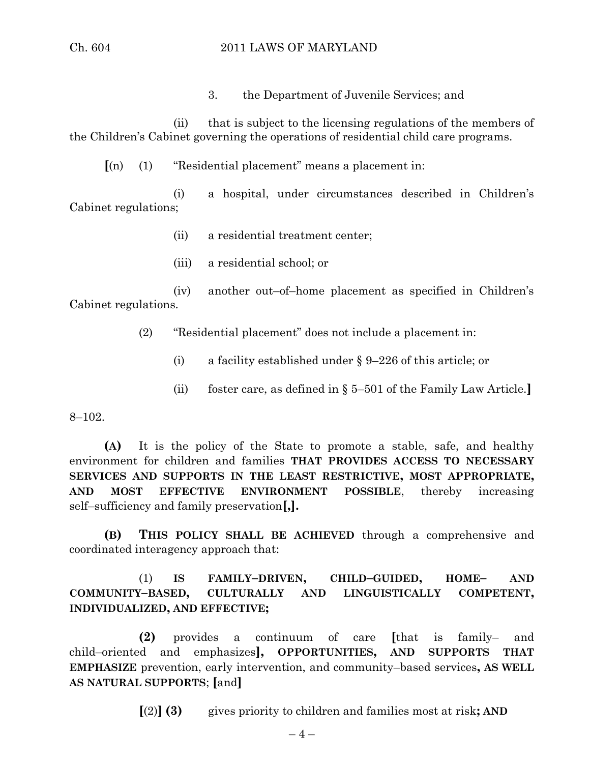3. the Department of Juvenile Services; and

(ii) that is subject to the licensing regulations of the members of the Children's Cabinet governing the operations of residential child care programs.

[(n) (1) "Residential placement" means a placement in:

(i) a hospital, under circumstances described in Children's Cabinet regulations;

(ii) a residential treatment center;

(iii) a residential school; or

(iv) another out–of–home placement as specified in Children's Cabinet regulations.

(2) "Residential placement" does not include a placement in:

(i) a facility established under § 9–226 of this article; or

(ii) foster care, as defined in § 5–501 of the Family Law Article.]

8–102.

**(A)** It is the policy of the State to promote a stable, safe, and healthy environment for children and families **THAT PROVIDES ACCESS TO NECESSARY SERVICES AND SUPPORTS IN THE LEAST RESTRICTIVE, MOST APPROPRIATE, AND MOST EFFECTIVE ENVIRONMENT POSSIBLE**, thereby increasing self–sufficiency and family preservation**[,].**

**(B) THIS POLICY SHALL BE ACHIEVED** through a comprehensive and coordinated interagency approach that:

(1) **IS FAMILY–DRIVEN, CHILD–GUIDED, HOME– AND COMMUNITY–BASED, CULTURALLY AND LINGUISTICALLY COMPETENT, INDIVIDUALIZED, AND EFFECTIVE;**

**(2)** provides a continuum of care **[**that is family– and child–oriented and emphasizes**], OPPORTUNITIES, AND SUPPORTS THAT EMPHASIZE** prevention, early intervention, and community–based services**, AS WELL AS NATURAL SUPPORTS**; **[**and**]**

**[**(2)**] (3)** gives priority to children and families most at risk**; AND**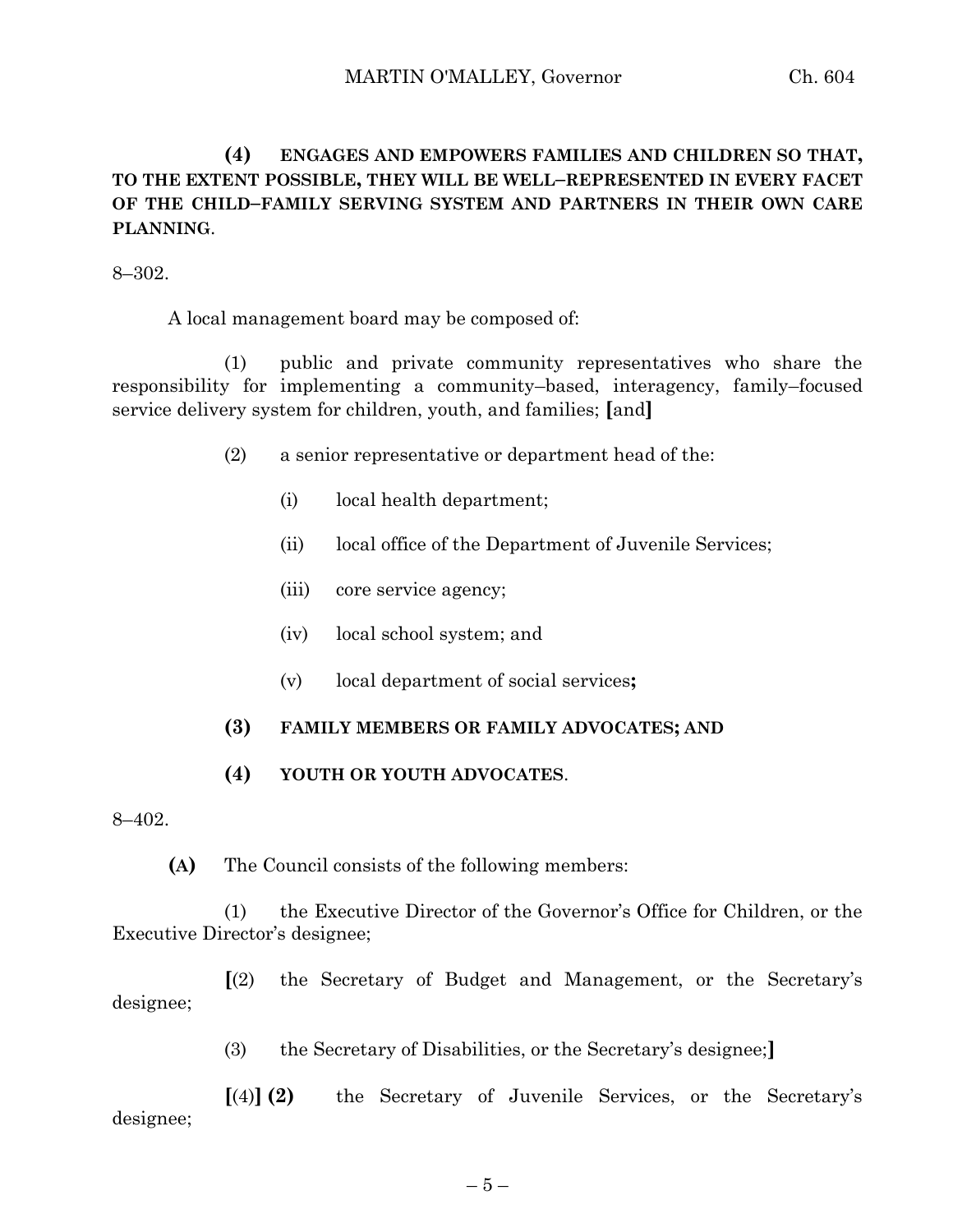**(4) ENGAGES AND EMPOWERS FAMILIES AND CHILDREN SO THAT, TO THE EXTENT POSSIBLE, THEY WILL BE WELL–REPRESENTED IN EVERY FACET OF THE CHILD–FAMILY SERVING SYSTEM AND PARTNERS IN THEIR OWN CARE PLANNING**.

8–302.

A local management board may be composed of:

(1) public and private community representatives who share the responsibility for implementing a community–based, interagency, family–focused service delivery system for children, youth, and families; **[**and**]**

(2) a senior representative or department head of the:

(i) local health department;

(ii) local office of the Department of Juvenile Services;

(iii) core service agency;

(iv) local school system; and

(v) local department of social services**;**

**(3) FAMILY MEMBERS OR FAMILY ADVOCATES; AND**

**(4) YOUTH OR YOUTH ADVOCATES**.

8–402.

**(A)** The Council consists of the following members:

(1) the Executive Director of the Governor's Office for Children, or the Executive Director's designee;

**[**(2) the Secretary of Budget and Management, or the Secretary's designee;

(3) the Secretary of Disabilities, or the Secretary's designee;**]**

**[**(4)**] (2)** the Secretary of Juvenile Services, or the Secretary's designee;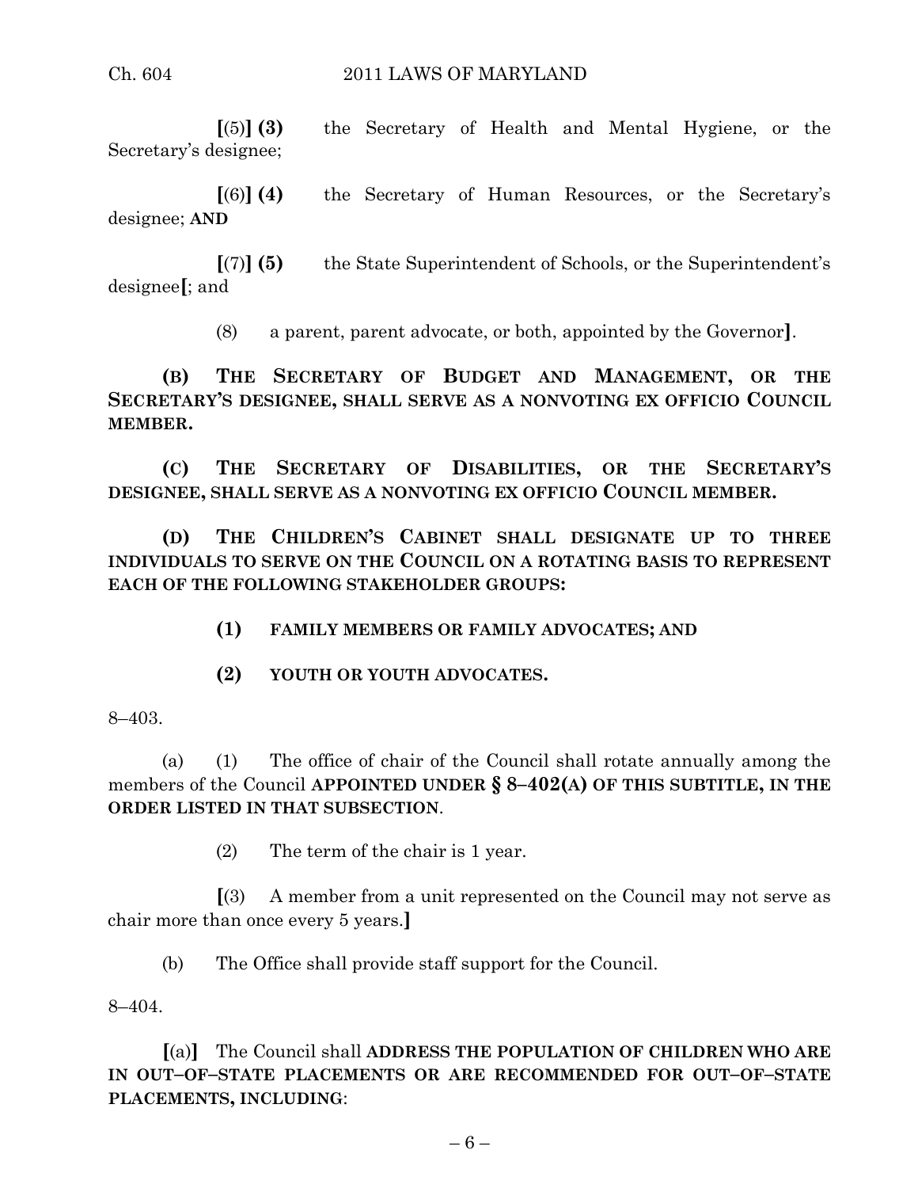**[**(5)**] (3)** the Secretary of Health and Mental Hygiene, or the Secretary's designee;

**[**(6)**] (4)** the Secretary of Human Resources, or the Secretary's designee; **AND**

**[**(7)**] (5)** the State Superintendent of Schools, or the Superintendent's designee**[**; and

(8) a parent, parent advocate, or both, appointed by the Governor**]**.

**(B) THE SECRETARY OF BUDGET AND MANAGEMENT, OR THE SECRETARY'S DESIGNEE, SHALL SERVE AS A NONVOTING EX OFFICIO COUNCIL MEMBER.**

**(C) THE SECRETARY OF DISABILITIES, OR THE SECRETARY'S DESIGNEE, SHALL SERVE AS A NONVOTING EX OFFICIO COUNCIL MEMBER.**

**(D) THE CHILDREN'S CABINET SHALL DESIGNATE UP TO THREE INDIVIDUALS TO SERVE ON THE COUNCIL ON A ROTATING BASIS TO REPRESENT EACH OF THE FOLLOWING STAKEHOLDER GROUPS:**

**(1) FAMILY MEMBERS OR FAMILY ADVOCATES; AND**

**(2) YOUTH OR YOUTH ADVOCATES.**

8–403.

(a) (1) The office of chair of the Council shall rotate annually among the members of the Council **APPOINTED UNDER § 8–402(A) OF THIS SUBTITLE, IN THE ORDER LISTED IN THAT SUBSECTION**.

(2) The term of the chair is 1 year.

**[**(3) A member from a unit represented on the Council may not serve as chair more than once every 5 years.**]**

(b) The Office shall provide staff support for the Council.

8–404.

**[**(a)**]** The Council shall **ADDRESS THE POPULATION OF CHILDREN WHO ARE IN OUT–OF–STATE PLACEMENTS OR ARE RECOMMENDED FOR OUT–OF–STATE PLACEMENTS, INCLUDING**: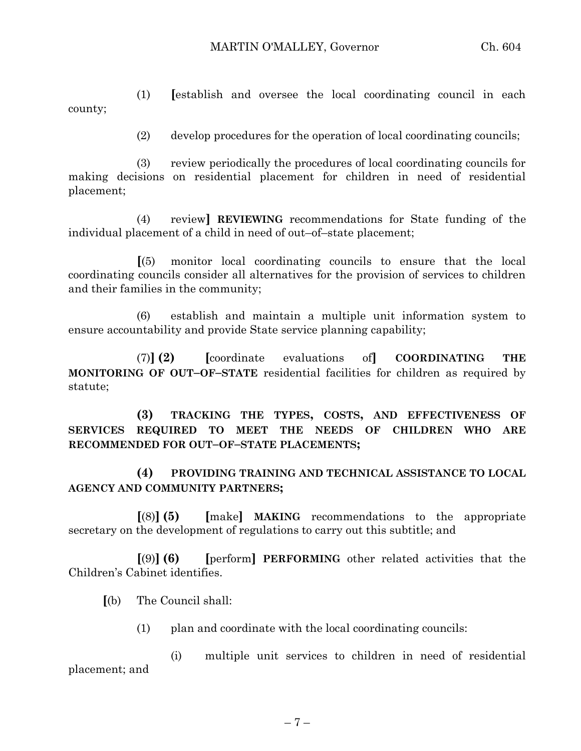(1) **[**establish and oversee the local coordinating council in each county;

(2) develop procedures for the operation of local coordinating councils;

(3) review periodically the procedures of local coordinating councils for making decisions on residential placement for children in need of residential placement;

(4) review**] REVIEWING** recommendations for State funding of the individual placement of a child in need of out–of–state placement;

**[**(5) monitor local coordinating councils to ensure that the local coordinating councils consider all alternatives for the provision of services to children and their families in the community;

(6) establish and maintain a multiple unit information system to ensure accountability and provide State service planning capability;

(7)**] (2) [**coordinate evaluations of**] COORDINATING THE MONITORING OF OUT–OF–STATE** residential facilities for children as required by statute;

**(3) TRACKING THE TYPES, COSTS, AND EFFECTIVENESS OF SERVICES REQUIRED TO MEET THE NEEDS OF CHILDREN WHO ARE RECOMMENDED FOR OUT–OF–STATE PLACEMENTS;**

**(4) PROVIDING TRAINING AND TECHNICAL ASSISTANCE TO LOCAL AGENCY AND COMMUNITY PARTNERS;**

**[**(8)**] (5) [**make**] MAKING** recommendations to the appropriate secretary on the development of regulations to carry out this subtitle; and

**[**(9)**] (6) [**perform**] PERFORMING** other related activities that the Children's Cabinet identifies.

**[**(b) The Council shall:

(1) plan and coordinate with the local coordinating councils:

(i) multiple unit services to children in need of residential placement; and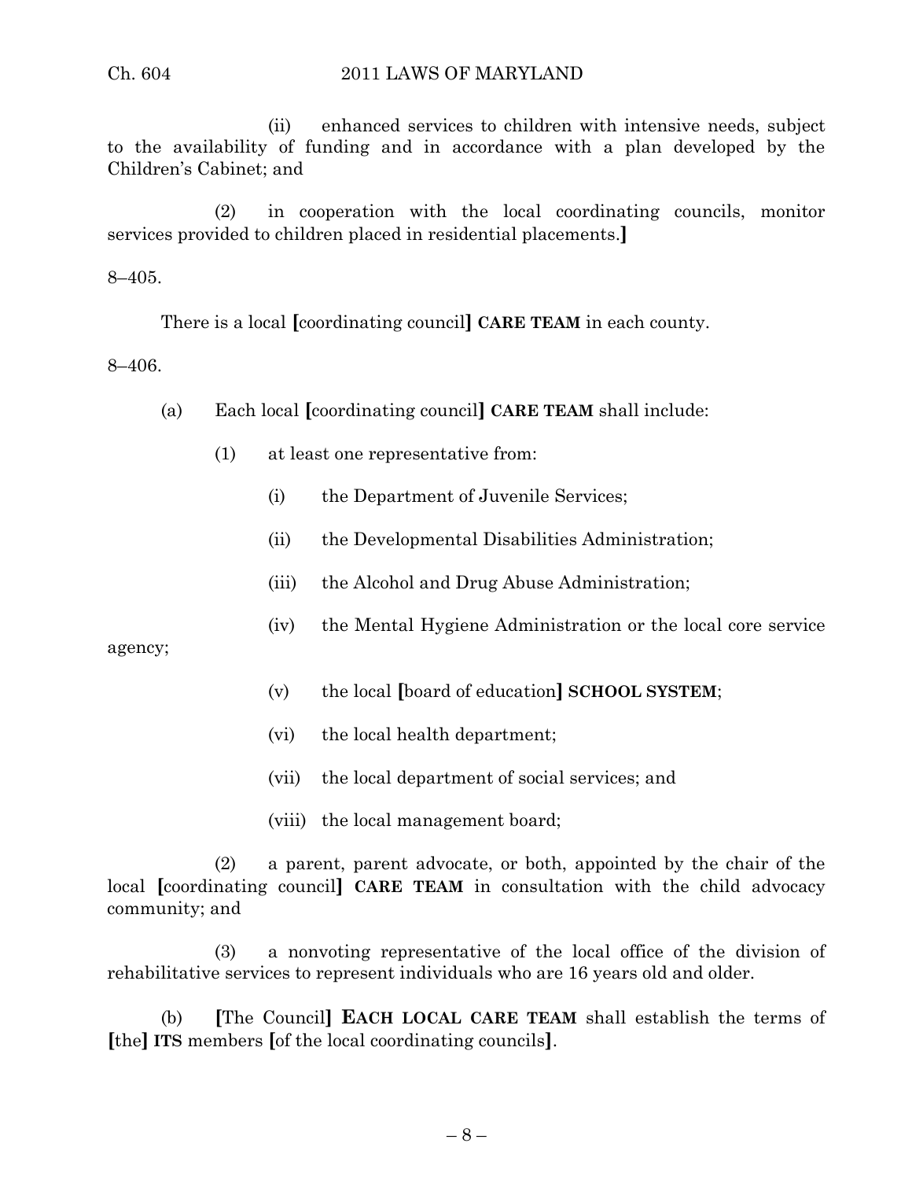(ii) enhanced services to children with intensive needs, subject to the availability of funding and in accordance with a plan developed by the Children's Cabinet; and

(2) in cooperation with the local coordinating councils, monitor services provided to children placed in residential placements.**]**

8–405.

There is a local **[**coordinating council**]** **CARE TEAM** in each county.

8–406.

(a) Each local **[**coordinating council**]** **CARE TEAM** shall include:

(1) at least one representative from:

(i) the Department of Juvenile Services;

(ii) the Developmental Disabilities Administration;

(iii) the Alcohol and Drug Abuse Administration;

(iv) the Mental Hygiene Administration or the local core service agency;

(v) the local **[**board of education**]** **SCHOOL SYSTEM**;

(vi) the local health department;

(vii) the local department of social services; and

(viii) the local management board;

(2) a parent, parent advocate, or both, appointed by the chair of the local **[**coordinating council**]** **CARE TEAM** in consultation with the child advocacy community; and

(3) a nonvoting representative of the local office of the division of rehabilitative services to represent individuals who are 16 years old and older.

(b) **[**The Council**]** **EACH LOCAL CARE TEAM** shall establish the terms of **[**the**]** **ITS** members **[**of the local coordinating councils**]**.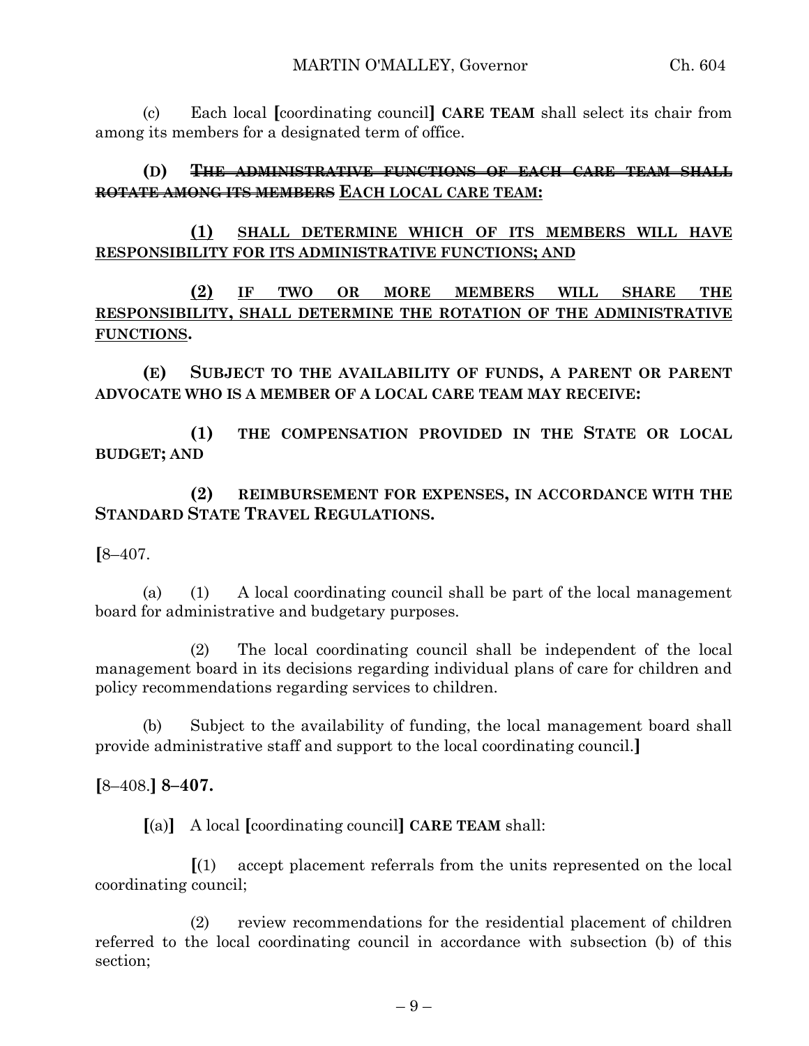(c) Each local [coordinating council] **CARE TEAM** shall select its chair from among its members for a designated term of office.

**(D)** ~~**THE ADMINISTRATIVE FUNCTIONS OF EACH CARE TEAM SHALL ROTATE AMONG ITS MEMBERS**~~ **EACH LOCAL CARE TEAM:**

**(1) SHALL DETERMINE WHICH OF ITS MEMBERS WILL HAVE RESPONSIBILITY FOR ITS ADMINISTRATIVE FUNCTIONS; AND**

**(2) IF TWO OR MORE MEMBERS WILL SHARE THE RESPONSIBILITY, SHALL DETERMINE THE ROTATION OF THE ADMINISTRATIVE FUNCTIONS.**

**(E) SUBJECT TO THE AVAILABILITY OF FUNDS, A PARENT OR PARENT ADVOCATE WHO IS A MEMBER OF A LOCAL CARE TEAM MAY RECEIVE:**

**(1) THE COMPENSATION PROVIDED IN THE STATE OR LOCAL BUDGET; AND**

**(2) REIMBURSEMENT FOR EXPENSES, IN ACCORDANCE WITH THE STANDARD STATE TRAVEL REGULATIONS.**

[8–407.

(a) (1) A local coordinating council shall be part of the local management board for administrative and budgetary purposes.

(2) The local coordinating council shall be independent of the local management board in its decisions regarding individual plans of care for children and policy recommendations regarding services to children.

(b) Subject to the availability of funding, the local management board shall provide administrative staff and support to the local coordinating council.]

[8–408.] **8–407.**

[(a)] A local [coordinating council] **CARE TEAM** shall:

[(1) accept placement referrals from the units represented on the local coordinating council;

(2) review recommendations for the residential placement of children referred to the local coordinating council in accordance with subsection (b) of this section;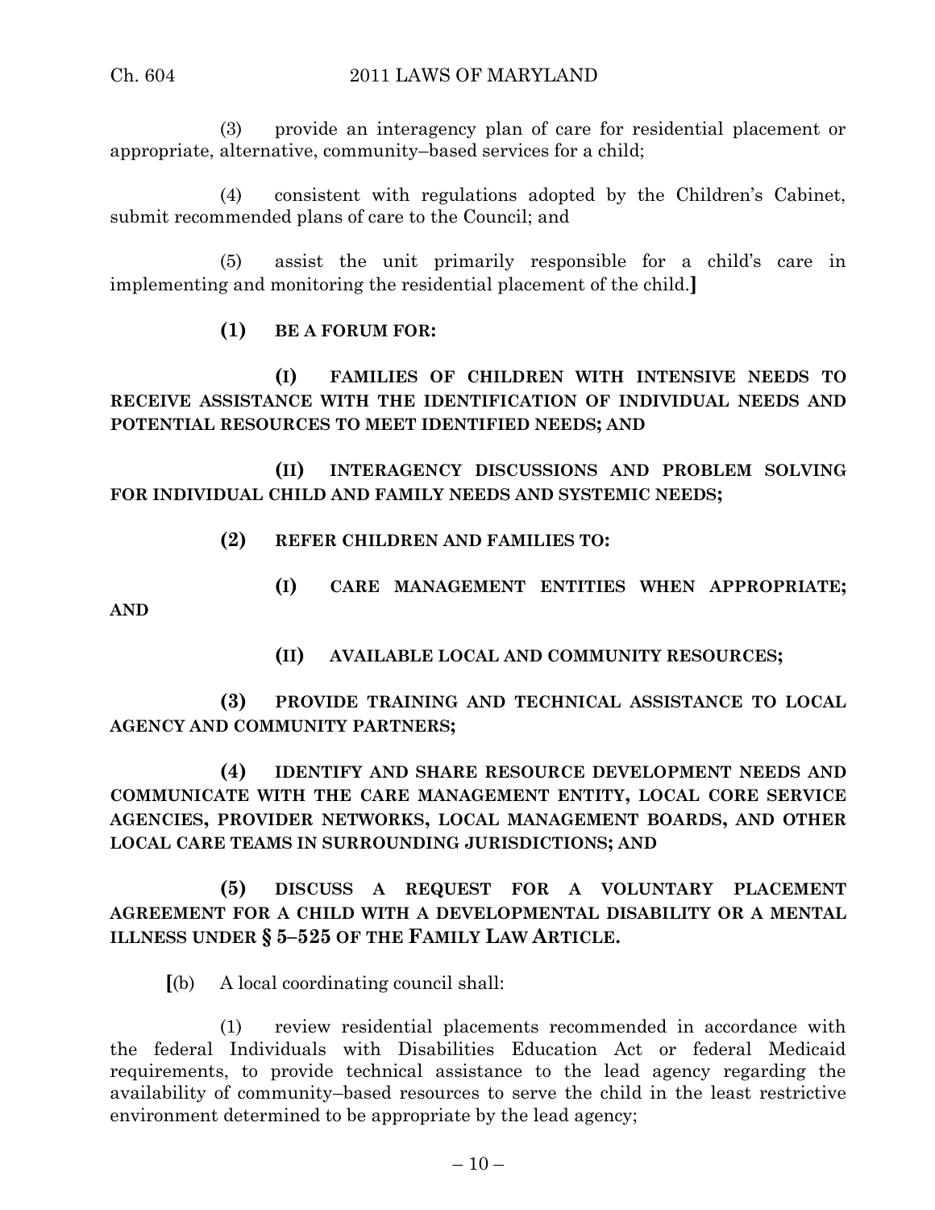(3) provide an interagency plan of care for residential placement or appropriate, alternative, community–based services for a child;

(4) consistent with regulations adopted by the Children's Cabinet, submit recommended plans of care to the Council; and

(5) assist the unit primarily responsible for a child's care in implementing and monitoring the residential placement of the child.]

**(1) BE A FORUM FOR:**

**(I) FAMILIES OF CHILDREN WITH INTENSIVE NEEDS TO RECEIVE ASSISTANCE WITH THE IDENTIFICATION OF INDIVIDUAL NEEDS AND POTENTIAL RESOURCES TO MEET IDENTIFIED NEEDS; AND**

**(II) INTERAGENCY DISCUSSIONS AND PROBLEM SOLVING FOR INDIVIDUAL CHILD AND FAMILY NEEDS AND SYSTEMIC NEEDS;**

**(2) REFER CHILDREN AND FAMILIES TO:**

**(I) CARE MANAGEMENT ENTITIES WHEN APPROPRIATE; AND**

**(II) AVAILABLE LOCAL AND COMMUNITY RESOURCES;**

**(3) PROVIDE TRAINING AND TECHNICAL ASSISTANCE TO LOCAL AGENCY AND COMMUNITY PARTNERS;**

**(4) IDENTIFY AND SHARE RESOURCE DEVELOPMENT NEEDS AND COMMUNICATE WITH THE CARE MANAGEMENT ENTITY, LOCAL CORE SERVICE AGENCIES, PROVIDER NETWORKS, LOCAL MANAGEMENT BOARDS, AND OTHER LOCAL CARE TEAMS IN SURROUNDING JURISDICTIONS; AND**

**(5) DISCUSS A REQUEST FOR A VOLUNTARY PLACEMENT AGREEMENT FOR A CHILD WITH A DEVELOPMENTAL DISABILITY OR A MENTAL ILLNESS UNDER § 5–525 OF THE FAMILY LAW ARTICLE.**

[(b) A local coordinating council shall:

(1) review residential placements recommended in accordance with the federal Individuals with Disabilities Education Act or federal Medicaid requirements, to provide technical assistance to the lead agency regarding the availability of community–based resources to serve the child in the least restrictive environment determined to be appropriate by the lead agency;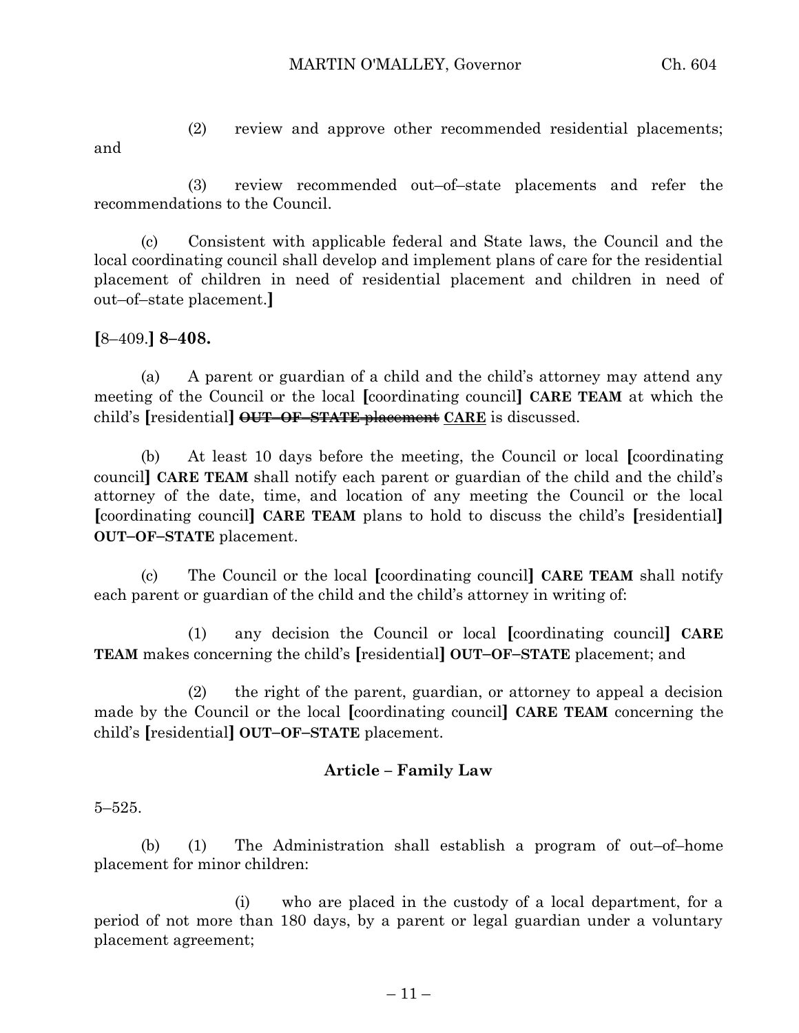(2) review and approve other recommended residential placements; and

(3) review recommended out–of–state placements and refer the recommendations to the Council.

(c) Consistent with applicable federal and State laws, the Council and the local coordinating council shall develop and implement plans of care for the residential placement of children in need of residential placement and children in need of out–of–state placement.**]**

**[**8–409.**] 8–408.**

(a) A parent or guardian of a child and the child's attorney may attend any meeting of the Council or the local **[**coordinating council**] CARE TEAM** at which the child's **[**residential**]** ~~**OUT–OF–STATE placement**~~ <u>**CARE**</u> is discussed.

(b) At least 10 days before the meeting, the Council or local **[**coordinating council**] CARE TEAM** shall notify each parent or guardian of the child and the child's attorney of the date, time, and location of any meeting the Council or the local **[**coordinating council**] CARE TEAM** plans to hold to discuss the child's **[**residential**] OUT–OF–STATE** placement.

(c) The Council or the local **[**coordinating council**] CARE TEAM** shall notify each parent or guardian of the child and the child's attorney in writing of:

(1) any decision the Council or local **[**coordinating council**] CARE TEAM** makes concerning the child's **[**residential**] OUT–OF–STATE** placement; and

(2) the right of the parent, guardian, or attorney to appeal a decision made by the Council or the local **[**coordinating council**] CARE TEAM** concerning the child's **[**residential**] OUT–OF–STATE** placement.

**Article – Family Law**

5–525.

(b) (1) The Administration shall establish a program of out–of–home placement for minor children:

(i) who are placed in the custody of a local department, for a period of not more than 180 days, by a parent or legal guardian under a voluntary placement agreement;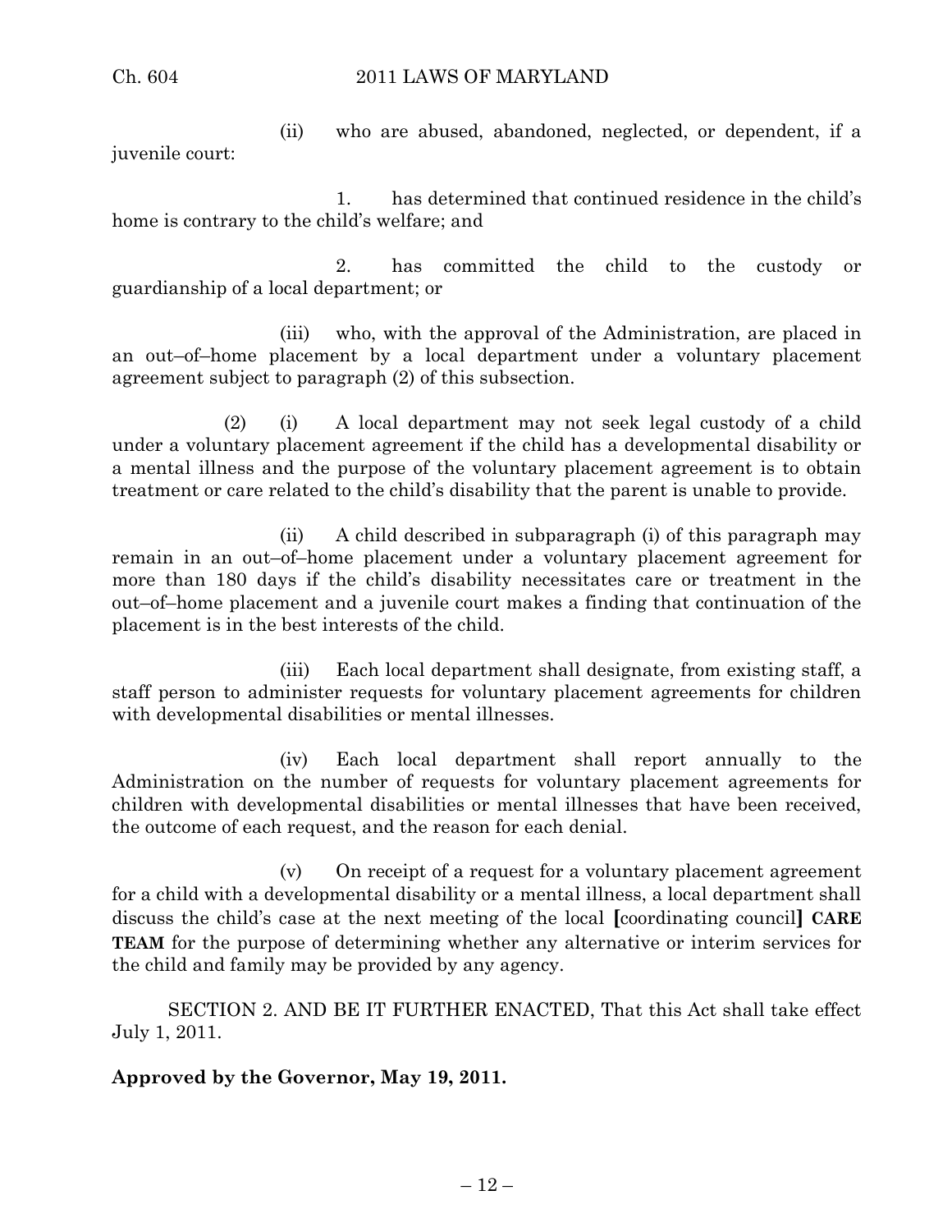(ii) who are abused, abandoned, neglected, or dependent, if a juvenile court:

1. has determined that continued residence in the child's home is contrary to the child's welfare; and

2. has committed the child to the custody or guardianship of a local department; or

(iii) who, with the approval of the Administration, are placed in an out–of–home placement by a local department under a voluntary placement agreement subject to paragraph (2) of this subsection.

(2) (i) A local department may not seek legal custody of a child under a voluntary placement agreement if the child has a developmental disability or a mental illness and the purpose of the voluntary placement agreement is to obtain treatment or care related to the child's disability that the parent is unable to provide.

(ii) A child described in subparagraph (i) of this paragraph may remain in an out–of–home placement under a voluntary placement agreement for more than 180 days if the child's disability necessitates care or treatment in the out–of–home placement and a juvenile court makes a finding that continuation of the placement is in the best interests of the child.

(iii) Each local department shall designate, from existing staff, a staff person to administer requests for voluntary placement agreements for children with developmental disabilities or mental illnesses.

(iv) Each local department shall report annually to the Administration on the number of requests for voluntary placement agreements for children with developmental disabilities or mental illnesses that have been received, the outcome of each request, and the reason for each denial.

(v) On receipt of a request for a voluntary placement agreement for a child with a developmental disability or a mental illness, a local department shall discuss the child's case at the next meeting of the local **[**coordinating council**]** **CARE TEAM** for the purpose of determining whether any alternative or interim services for the child and family may be provided by any agency.

SECTION 2. AND BE IT FURTHER ENACTED, That this Act shall take effect July 1, 2011.

**Approved by the Governor, May 19, 2011.**